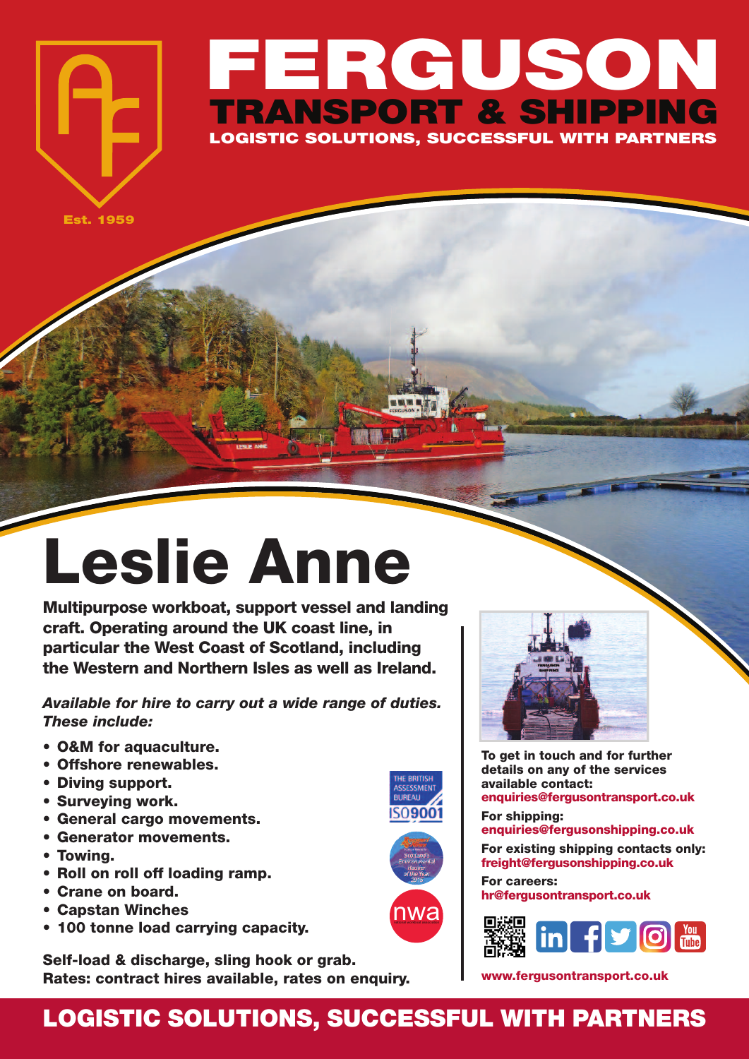# FERGUSON

## TRANSPORT & SHIPPING

LOGISTIC SOLUTIONS, SUCCESSFUL WITH PARTNERS

Est. 1959

# Leslie Anne

**Multipurpose workboat, support vessel and landing craft. Operating around the UK coast line, in particular the West Coast of Scotland, including the Western and Northern Isles as well as Ireland.**

***Available for hire to carry out a wide range of duties. These include:***

- **O&M for aquaculture.**
- **Offshore renewables.**
- **Diving support.**
- **Surveying work.**
- **General cargo movements.**
- **Generator movements.**
- **Towing.**
- **Roll on roll off loading ramp.**
- **Crane on board.**
- **Capstan Winches**
- **100 tonne load carrying capacity.**

**Self-load & discharge, sling hook or grab.**
**Rates: contract hires available, rates on enquiry.**

THE BRITISH ASSESSMENT BUREAU ISO9001

Scotland's Environmental Haulier of the Year 2015

nwa

**To get in touch and for further details on any of the services available contact:**
**enquiries@fergusontransport.co.uk**

**For shipping:**
**enquiries@fergusonshipping.co.uk**

**For existing shipping contacts only:**
**freight@fergusonshipping.co.uk**

**For careers:**
**hr@fergusontransport.co.uk**

**www.fergusontransport.co.uk**

## LOGISTIC SOLUTIONS, SUCCESSFUL WITH PARTNERS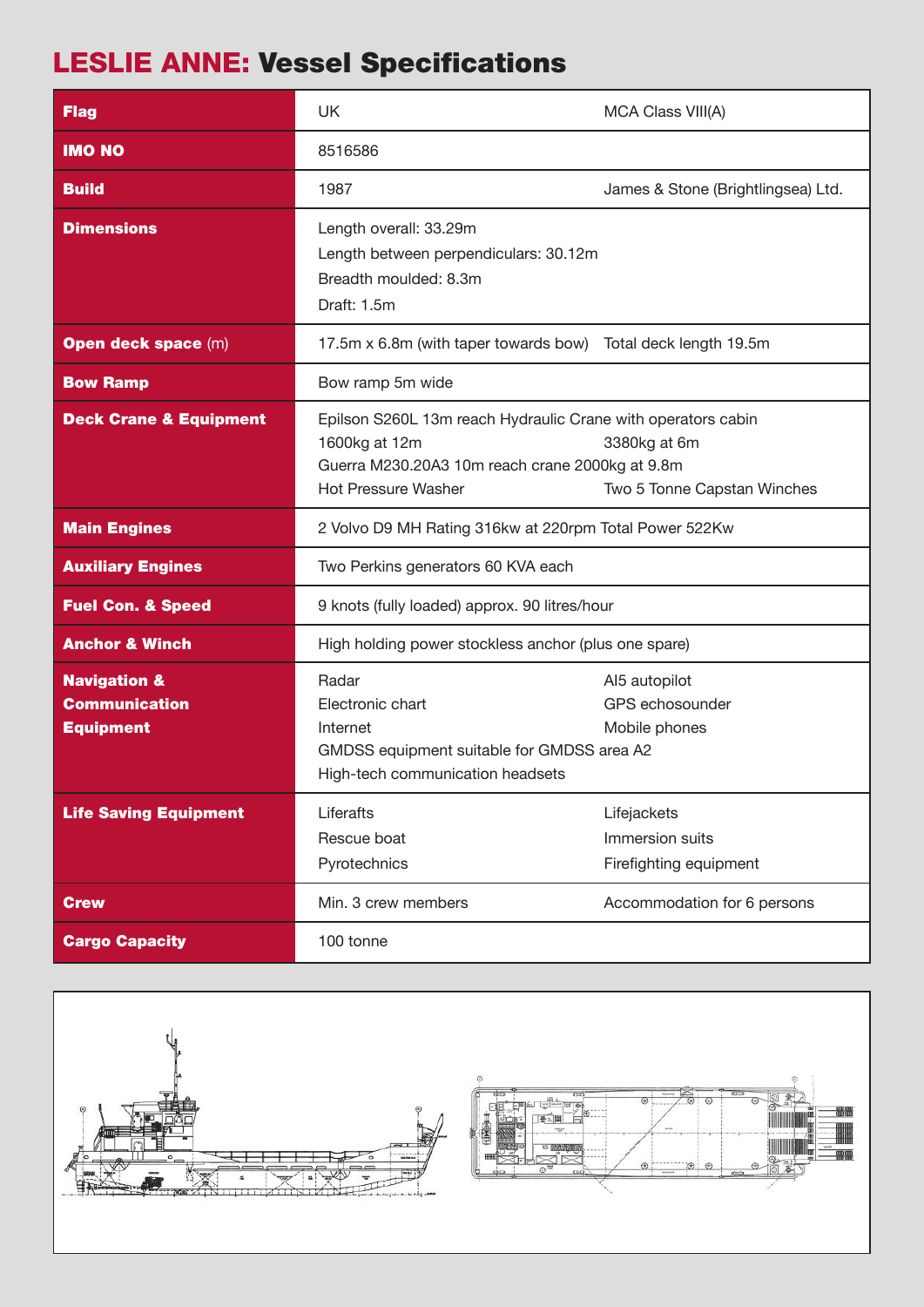# LESLIE ANNE: Vessel Specifications

| | | |
|---|---|---|
| **Flag** | UK | MCA Class VIII(A) |
| **IMO NO** | 8516586 | |
| **Build** | 1987 | James & Stone (Brightlingsea) Ltd. |
| **Dimensions** | Length overall: 33.29m<br>Length between perpendiculars: 30.12m<br>Breadth moulded: 8.3m<br>Draft: 1.5m | |
| **Open deck space** (m) | 17.5m x 6.8m (with taper towards bow) | Total deck length 19.5m |
| **Bow Ramp** | Bow ramp 5m wide | |
| **Deck Crane & Equipment** | Epilson S260L 13m reach Hydraulic Crane with operators cabin<br>1600kg at 12m<br>Guerra M230.20A3 10m reach crane 2000kg at 9.8m<br>Hot Pressure Washer | <br>3380kg at 6m<br><br>Two 5 Tonne Capstan Winches |
| **Main Engines** | 2 Volvo D9 MH Rating 316kw at 220rpm Total Power 522Kw | |
| **Auxiliary Engines** | Two Perkins generators 60 KVA each | |
| **Fuel Con. & Speed** | 9 knots (fully loaded) approx. 90 litres/hour | |
| **Anchor & Winch** | High holding power stockless anchor (plus one spare) | |
| **Navigation & Communication Equipment** | Radar<br>Electronic chart<br>Internet<br>GMDSS equipment suitable for GMDSS area A2<br>High-tech communication headsets | AI5 autopilot<br>GPS echosounder<br>Mobile phones |
| **Life Saving Equipment** | Liferafts<br>Rescue boat<br>Pyrotechnics | Lifejackets<br>Immersion suits<br>Firefighting equipment |
| **Crew** | Min. 3 crew members | Accommodation for 6 persons |
| **Cargo Capacity** | 100 tonne | |